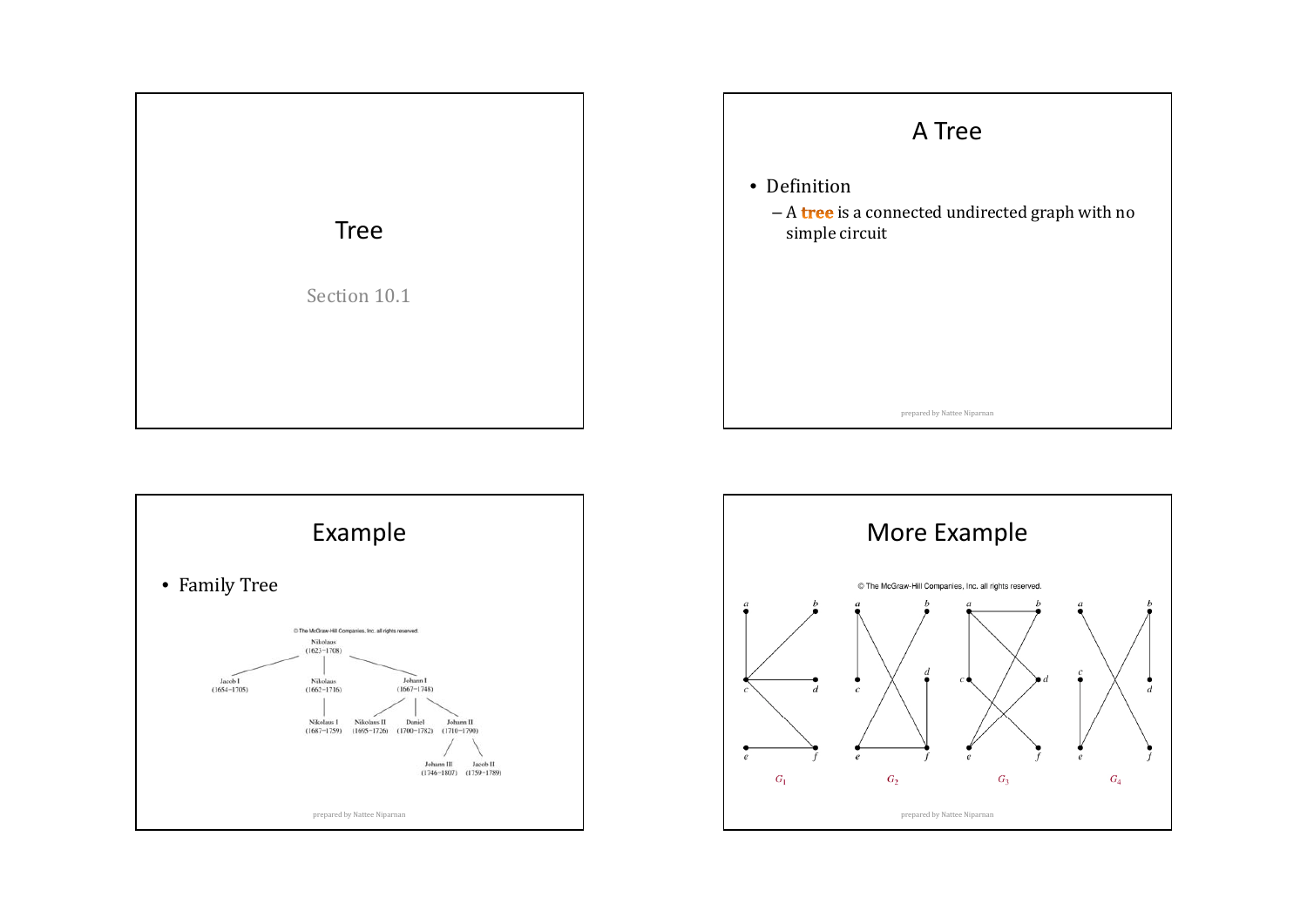# Tree

Section 10.1

## A Tree

- Definition
  - A **tree** is a connected undirected graph with no simple circuit

## Example

- Family Tree

© The McGraw-Hill Companies, Inc. all rights reserved.

Nikolaus (1623–1708)

Jacob I (1654–1705)

Nikolaus (1662–1716)

Johann I (1667–1748)

Nikolaus I (1687–1759)

Nikolaus II (1695–1726)

Daniel (1700–1782)

Johann II (1710–1790)

Johann III (1746–1807)

Jacob II (1759–1789)

## More Example

© The McGraw-Hill Companies, Inc. all rights reserved.

$G_1$ $G_2$ $G_3$ $G_4$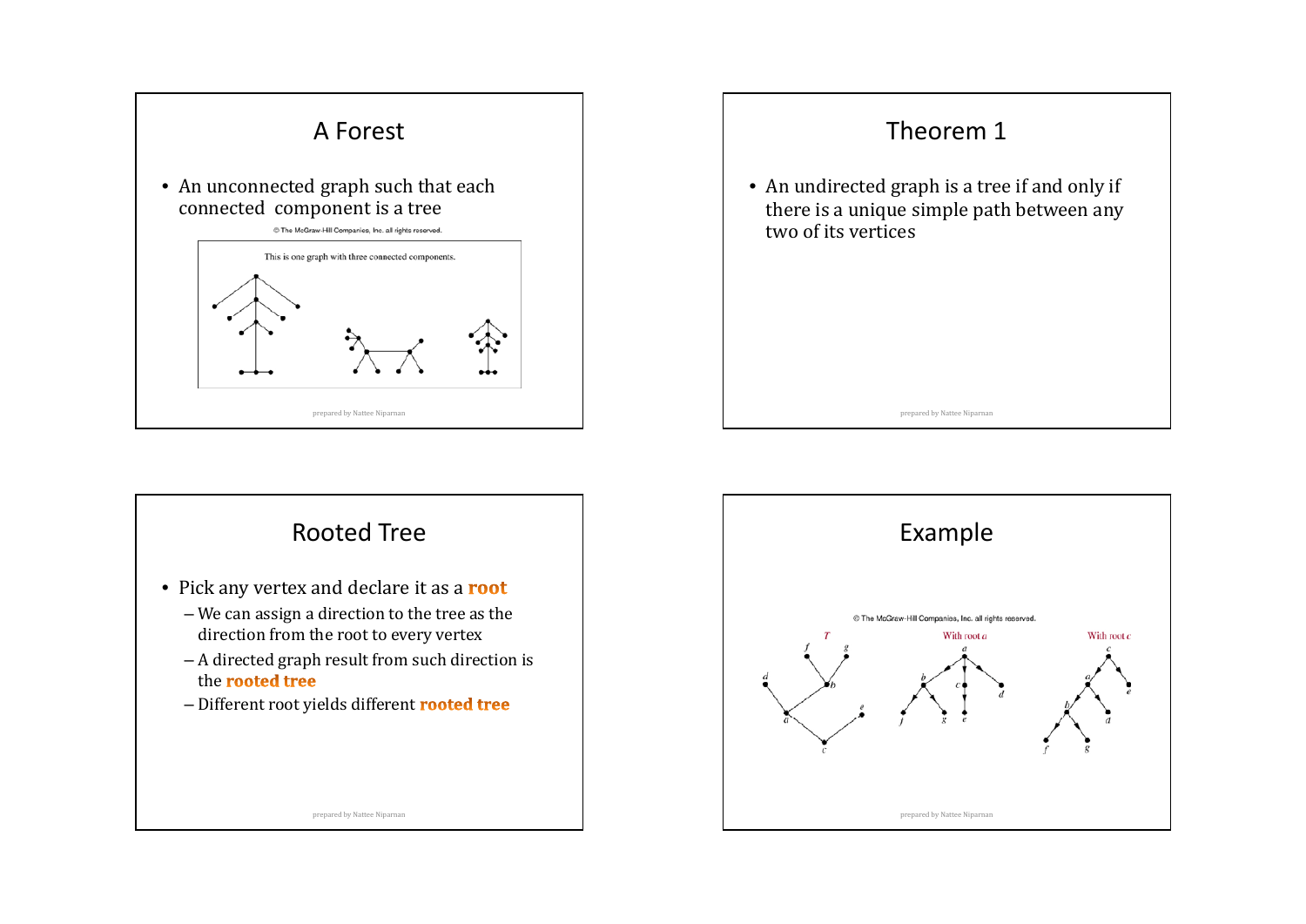## A Forest

- An unconnected graph such that each connected component is a tree

© The McGraw-Hill Companies, Inc. all rights reserved.

This is one graph with three connected components.

## Theorem 1

- An undirected graph is a tree if and only if there is a unique simple path between any two of its vertices

## Rooted Tree

- Pick any vertex and declare it as a **root**
  - We can assign a direction to the tree as the direction from the root to every vertex
  - A directed graph result from such direction is the **rooted tree**
  - Different root yields different **rooted tree**

## Example

© The McGraw-Hill Companies, Inc. all rights reserved.

$T$ — With root $a$ — With root $c$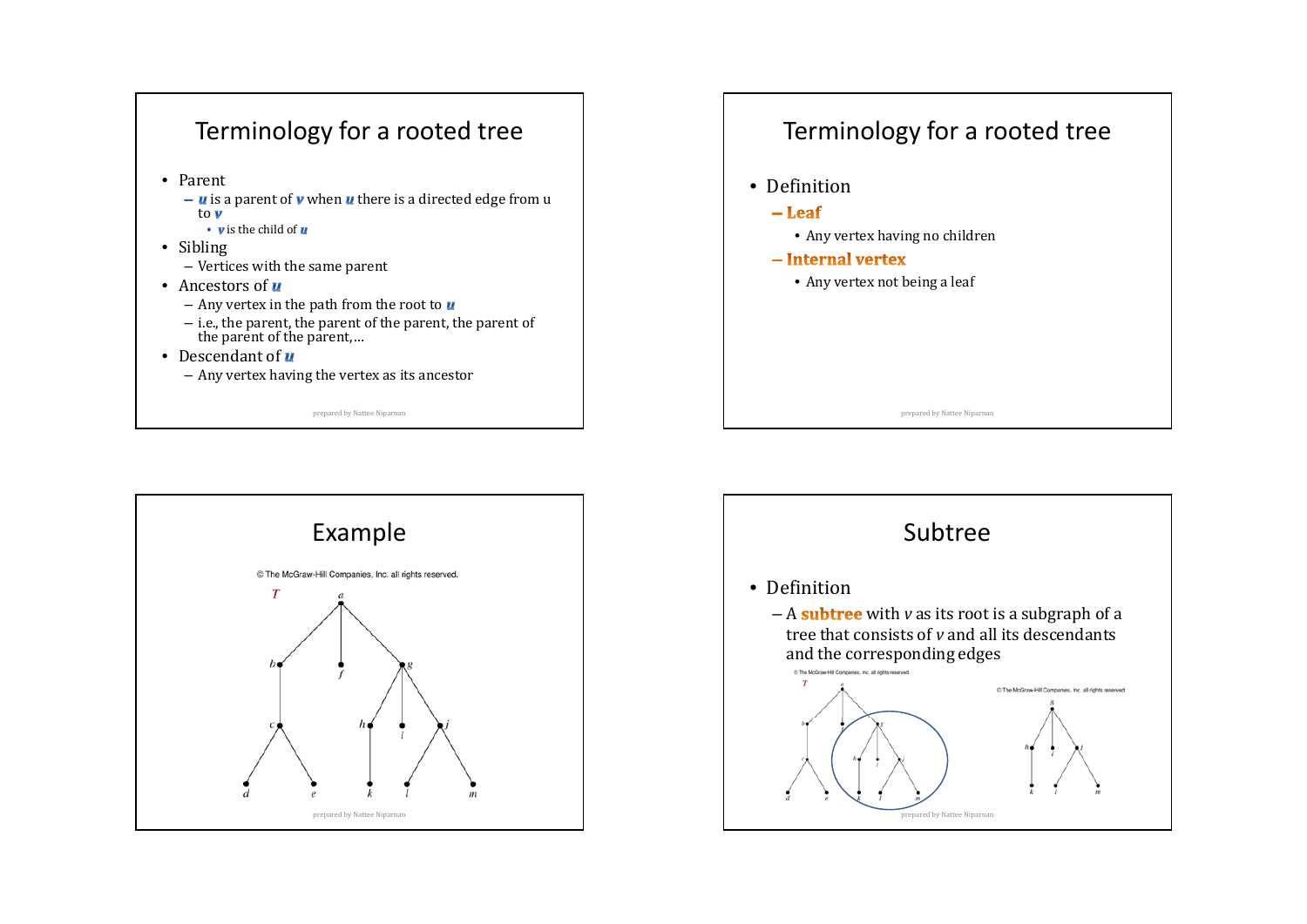## Terminology for a rooted tree

- Parent
  - ***u*** is a parent of ***v*** when ***u*** there is a directed edge from u to ***v***
    - ***v*** is the child of ***u***
- Sibling
  - Vertices with the same parent
- Ancestors of ***u***
  - Any vertex in the path from the root to ***u***
  - i.e., the parent, the parent of the parent, the parent of the parent of the parent,…
- Descendant of ***u***
  - Any vertex having the vertex as its ancestor

## Terminology for a rooted tree

- Definition
  - **Leaf**
    - Any vertex having no children
  - **Internal vertex**
    - Any vertex not being a leaf

## Example

© The McGraw-Hill Companies, Inc. all rights reserved.

## Subtree

- Definition
  - A **subtree** with *v* as its root is a subgraph of a tree that consists of *v* and all its descendants and the corresponding edges

© The McGraw-Hill Companies, Inc. all rights reserved.

© The McGraw-Hill Companies, Inc. all rights reserved.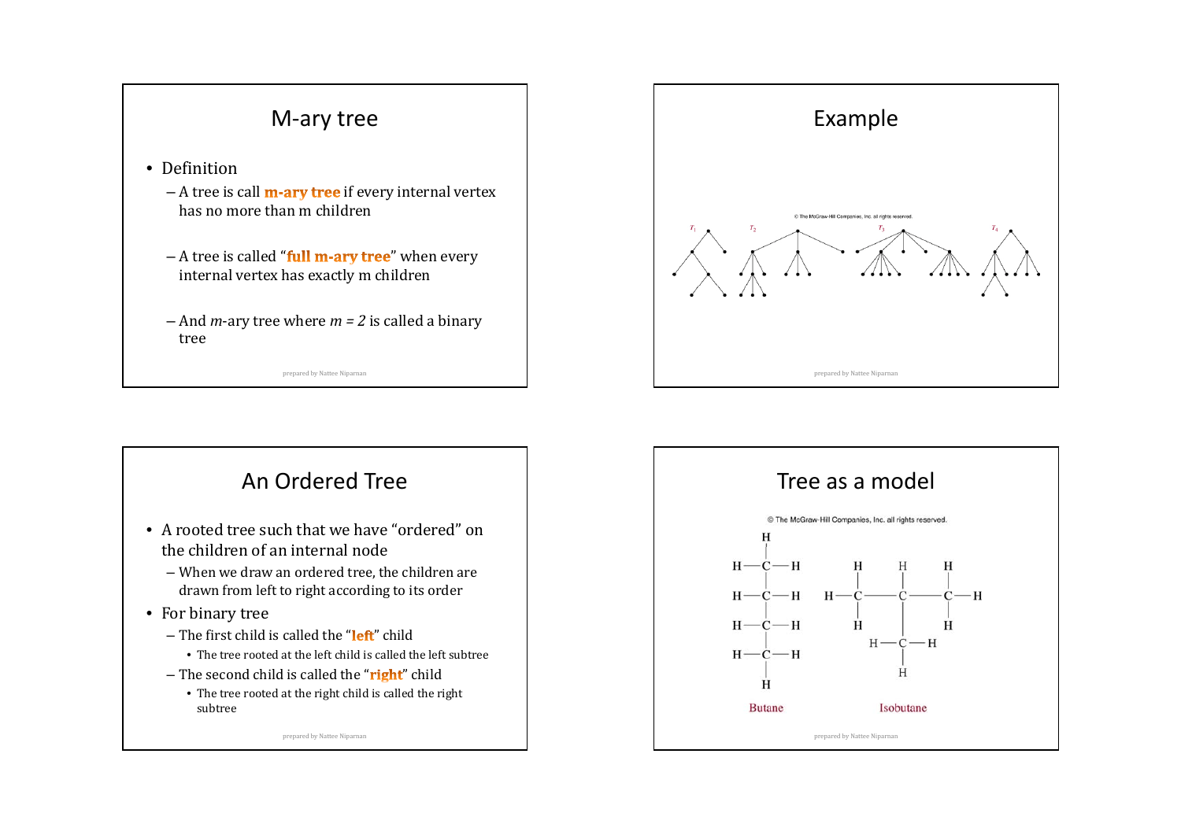## M-ary tree

- Definition
  - A tree is call **m-ary tree** if every internal vertex has no more than m children
  - A tree is called "**full m-ary tree**" when every internal vertex has exactly m children
  - And *m*-ary tree where *m = 2* is called a binary tree

## Example

© The McGraw-Hill Companies, Inc. all rights reserved.

$T_1$ $T_2$ $T_3$ $T_4$

## An Ordered Tree

- A rooted tree such that we have "ordered" on the children of an internal node
  - When we draw an ordered tree, the children are drawn from left to right according to its order
- For binary tree
  - The first child is called the "**left**" child
    - The tree rooted at the left child is called the left subtree
  - The second child is called the "**right**" child
    - The tree rooted at the right child is called the right subtree

## Tree as a model

© The McGraw-Hill Companies, Inc. all rights reserved.

Butane

Isobutane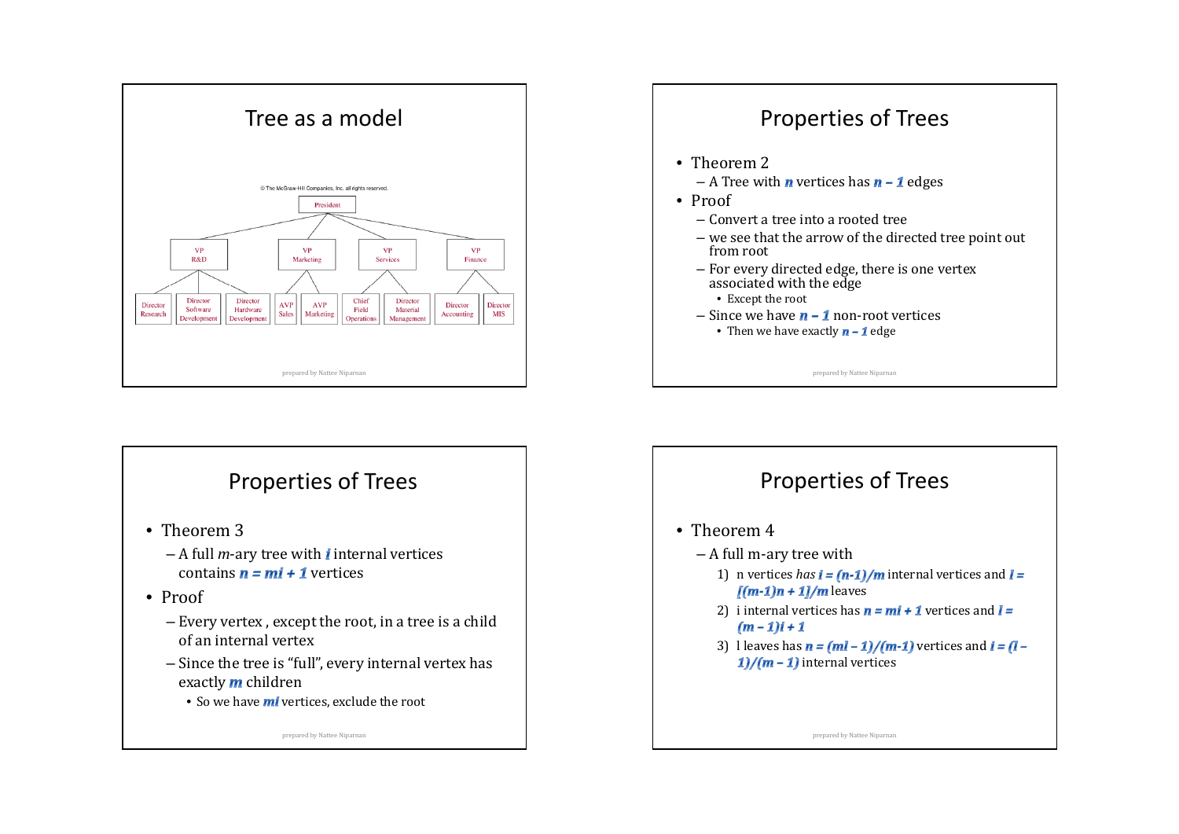## Tree as a model

© The McGraw-Hill Companies, Inc. all rights reserved.

President

VP R&D — Director Research, Director Software Development, Director Hardware Development

VP Marketing — AVP Sales, AVP Marketing

VP Services — Chief Field Operations, Director Material Management

VP Finance — Director Accounting, Director MIS

## Properties of Trees

- Theorem 2
  - A Tree with $n$ vertices has $n - 1$ edges
- Proof
  - Convert a tree into a rooted tree
  - we see that the arrow of the directed tree point out from root
  - For every directed edge, there is one vertex associated with the edge
    - Except the root
  - Since we have $n - 1$ non-root vertices
    - Then we have exactly $n - 1$ edge

## Properties of Trees

- Theorem 3
  - A full *m*-ary tree with $i$ internal vertices contains $n = mi + 1$ vertices
- Proof
  - Every vertex , except the root, in a tree is a child of an internal vertex
  - Since the tree is "full", every internal vertex has exactly $m$ children
    - So we have $mi$ vertices, exclude the root

## Properties of Trees

- Theorem 4
  - A full m-ary tree with
    1) n vertices *has* $i = (n-1)/m$ internal vertices and $l = [(m-1)n + 1]/m$ leaves
    2) i internal vertices has $n = mi + 1$ vertices and $l = (m - 1)i + 1$
    3) l leaves has $n = (ml - 1)/(m-1)$ vertices and $i = (l - 1)/(m - 1)$ internal vertices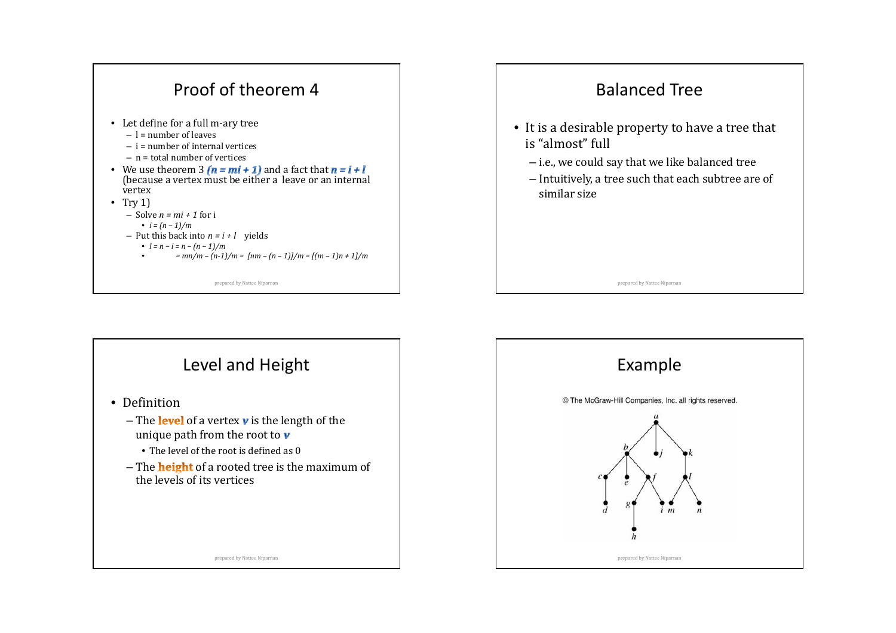## Proof of theorem 4

- Let define for a full m-ary tree
  - l = number of leaves
  - i = number of internal vertices
  - n = total number of vertices
- We use theorem 3 **$(n = mi + 1)$** and a fact that **$n = i + l$** (because a vertex must be either a leave or an internal vertex
- Try 1)
  - Solve $n = mi + 1$ for i
    - $i = (n - 1)/m$
  - Put this back into $n = i + l$ yields
    - $l = n - i = n - (n - 1)/m$
    - $= mn/m - (n-1)/m = [nm - (n - 1)]/m = [(m - 1)n + 1]/m$

## Balanced Tree

- It is a desirable property to have a tree that is "almost" full
  - i.e., we could say that we like balanced tree
  - Intuitively, a tree such that each subtree are of similar size

## Level and Height

- Definition
  - The **level** of a vertex ***v*** is the length of the unique path from the root to ***v***
    - The level of the root is defined as 0
  - The **height** of a rooted tree is the maximum of the levels of its vertices

## Example

© The McGraw-Hill Companies, Inc. all rights reserved.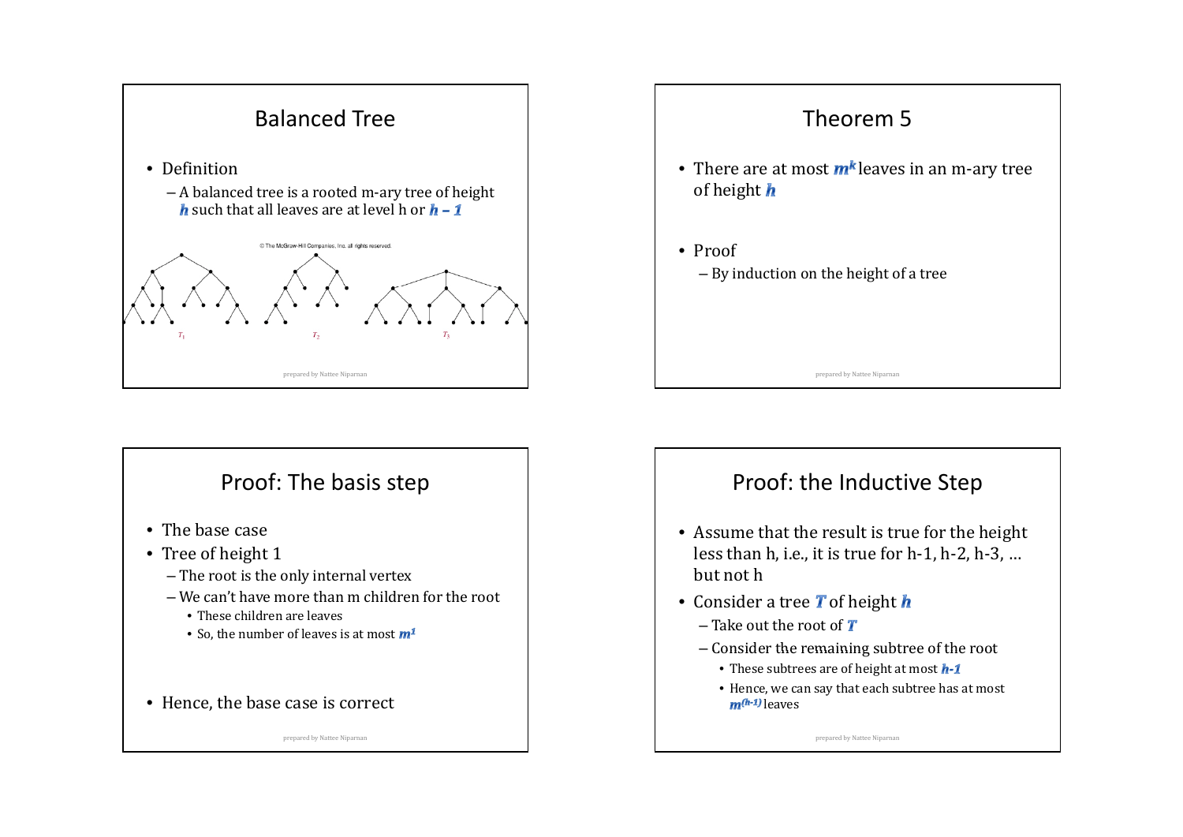## Balanced Tree

- Definition
  - A balanced tree is a rooted m-ary tree of height $h$ such that all leaves are at level h or $h - 1$

© The McGraw-Hill Companies, Inc. all rights reserved.

$T_1$ $T_2$ $T_3$

## Theorem 5

- There are at most $m^k$ leaves in an m-ary tree of height $h$
- Proof
  - By induction on the height of a tree

## Proof: The basis step

- The base case
- Tree of height 1
  - The root is the only internal vertex
  - We can't have more than m children for the root
    - These children are leaves
    - So, the number of leaves is at most $m^1$
- Hence, the base case is correct

## Proof: the Inductive Step

- Assume that the result is true for the height less than h, i.e., it is true for h-1, h-2, h-3, … but not h
- Consider a tree $T$ of height $h$
  - Take out the root of $T$
  - Consider the remaining subtree of the root
    - These subtrees are of height at most $h$-$1$
    - Hence, we can say that each subtree has at most $m^{(h-1)}$ leaves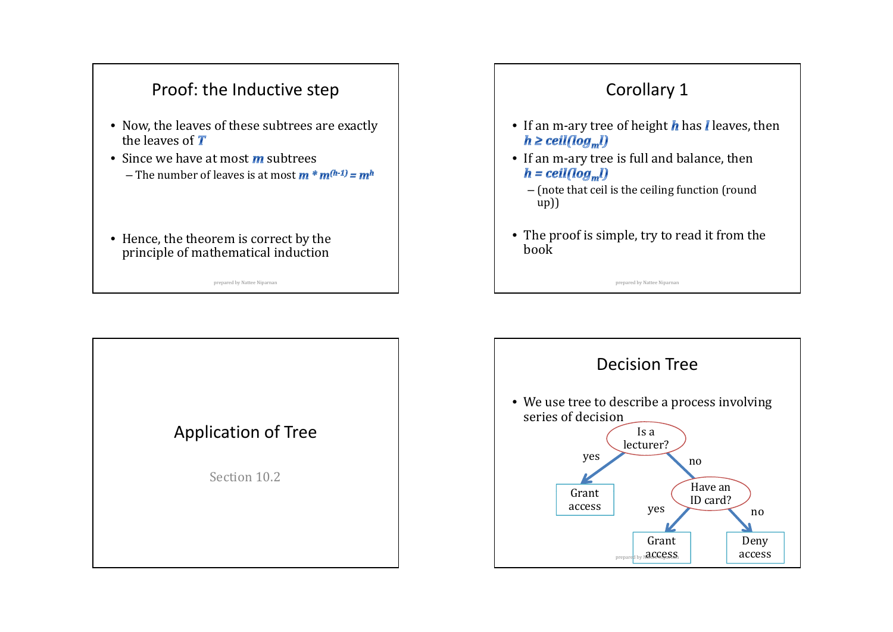## Proof: the Inductive step

- Now, the leaves of these subtrees are exactly the leaves of $T$
- Since we have at most $m$ subtrees
  - The number of leaves is at most $m * m^{(h-1)} = m^h$
- Hence, the theorem is correct by the principle of mathematical induction

## Corollary 1

- If an m-ary tree of height $h$ has $l$ leaves, then $h \geq ceil(\log_m l)$
- If an m-ary tree is full and balance, then $h = ceil(\log_m l)$
  - (note that ceil is the ceiling function (round up))
- The proof is simple, try to read it from the book

## Application of Tree

Section 10.2

## Decision Tree

- We use tree to describe a process involving series of decision

Is a lecturer?
- yes → Grant access
- no → Have an ID card?
  - yes → Grant access
  - no → Deny access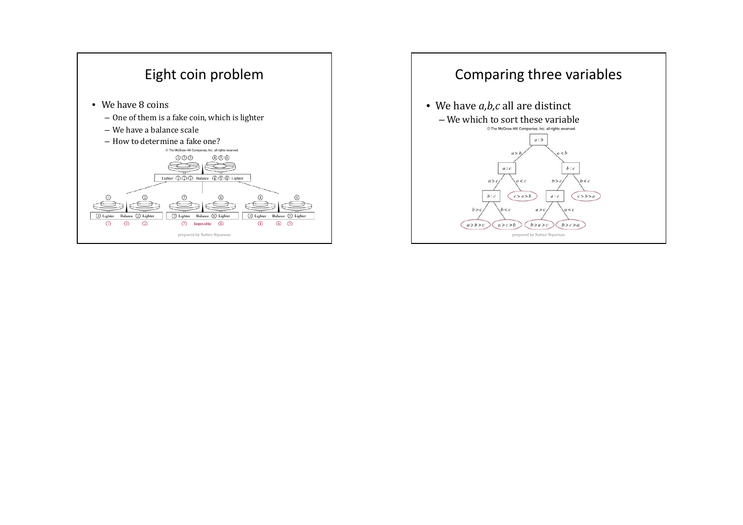# Eight coin problem

- We have 8 coins
  - One of them is a fake coin, which is lighter
  - We have a balance scale
  - How to determine a fake one?

© The McGraw-Hill Companies, Inc. all rights reserved.

1 2 3 &nbsp;&nbsp; 4 5 6

Lighter 1 2 3 Balance 4 5 6 Lighter

1 &nbsp; 2 &nbsp; 7 &nbsp; 8 &nbsp; 4 &nbsp; 5

1 Lighter Balance 2 Lighter &nbsp; 7 Lighter Balance 8 Lighter &nbsp; 4 Lighter Balance 5 Lighter

1 3 2 &nbsp; 7 Impossible 8 &nbsp; 4 6 5

prepared by Nattee Niparnan

# Comparing three variables

- We have *a,b,c* all are distinct
  - We which to sort these variable

© The McGraw-Hill Companies, Inc. all rights reserved.

$a : b$

$a > b$ &nbsp; $a < b$

$a : c$ &nbsp; $b : c$

$a > c$ &nbsp; $a < c$ &nbsp; $b > c$ &nbsp; $b < c$

$b : c$ &nbsp; $c > a > b$ &nbsp; $a : c$ &nbsp; $c > b > a$

$b > c$ &nbsp; $b < c$ &nbsp; $a > c$ &nbsp; $a < c$

$a > b > c$ &nbsp; $a > c > b$ &nbsp; $b > a > c$ &nbsp; $b > c > a$

prepared by Nattee Niparnan